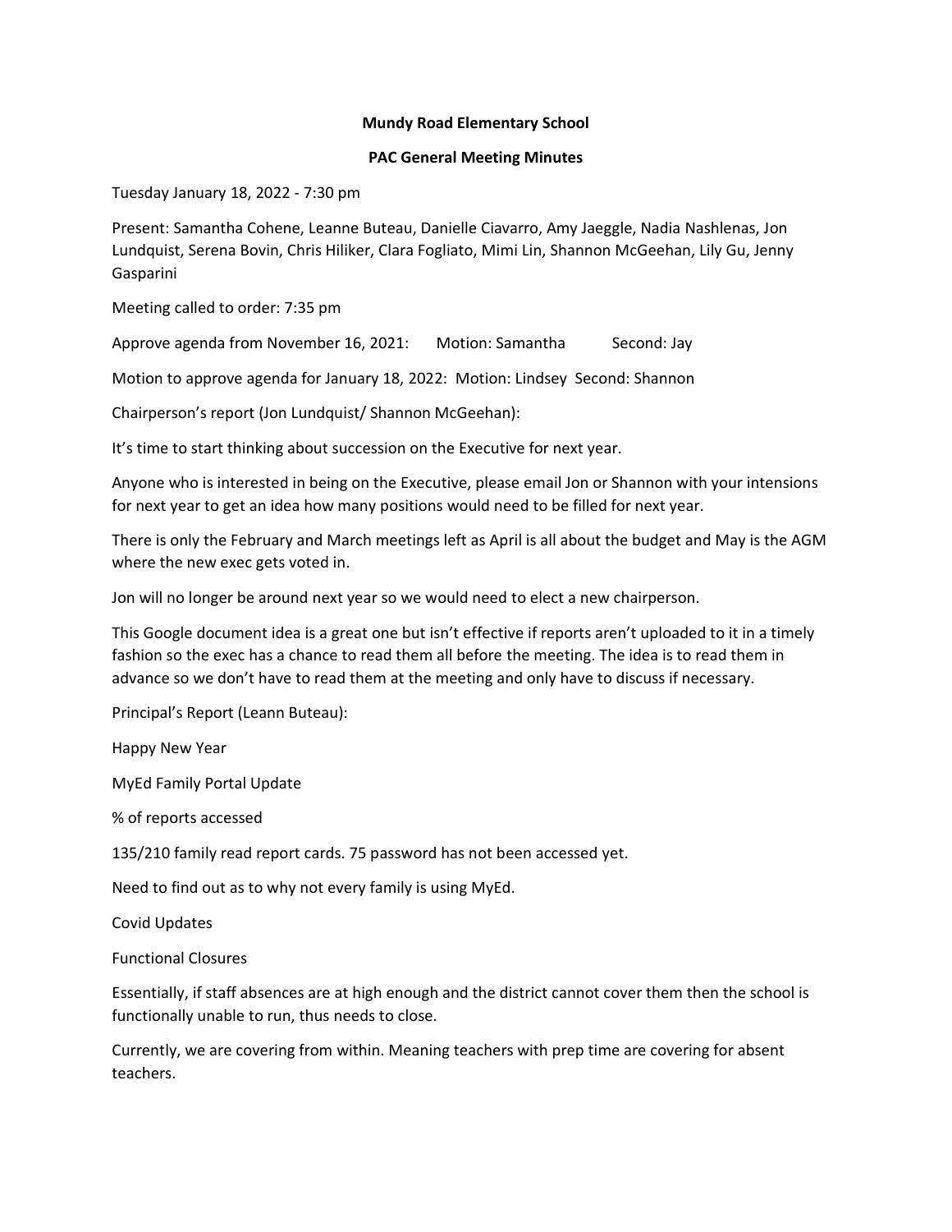**Mundy Road Elementary School**

**PAC General Meeting Minutes**

Tuesday January 18, 2022 - 7:30 pm

Present: Samantha Cohene, Leanne Buteau, Danielle Ciavarro, Amy Jaeggle, Nadia Nashlenas, Jon Lundquist, Serena Bovin, Chris Hiliker, Clara Fogliato, Mimi Lin, Shannon McGeehan, Lily Gu, Jenny Gasparini

Meeting called to order: 7:35 pm

Approve agenda from November 16, 2021: Motion: Samantha Second: Jay

Motion to approve agenda for January 18, 2022: Motion: Lindsey Second: Shannon

Chairperson's report (Jon Lundquist/ Shannon McGeehan):

It's time to start thinking about succession on the Executive for next year.

Anyone who is interested in being on the Executive, please email Jon or Shannon with your intensions for next year to get an idea how many positions would need to be filled for next year.

There is only the February and March meetings left as April is all about the budget and May is the AGM where the new exec gets voted in.

Jon will no longer be around next year so we would need to elect a new chairperson.

This Google document idea is a great one but isn't effective if reports aren't uploaded to it in a timely fashion so the exec has a chance to read them all before the meeting. The idea is to read them in advance so we don't have to read them at the meeting and only have to discuss if necessary.

Principal's Report (Leann Buteau):

Happy New Year

MyEd Family Portal Update

% of reports accessed

135/210 family read report cards. 75 password has not been accessed yet.

Need to find out as to why not every family is using MyEd.

Covid Updates

Functional Closures

Essentially, if staff absences are at high enough and the district cannot cover them then the school is functionally unable to run, thus needs to close.

Currently, we are covering from within. Meaning teachers with prep time are covering for absent teachers.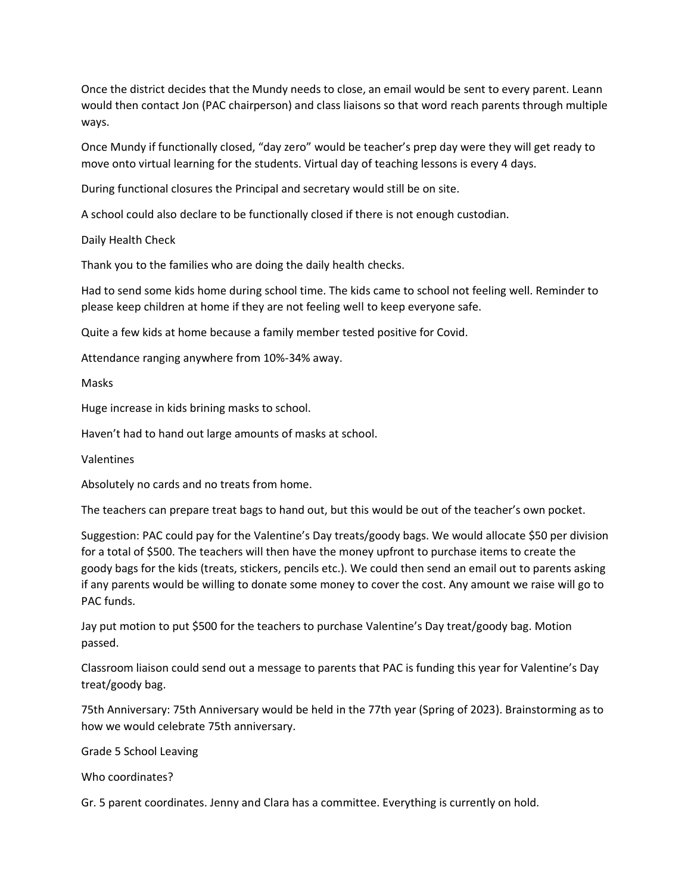Once the district decides that the Mundy needs to close, an email would be sent to every parent. Leann would then contact Jon (PAC chairperson) and class liaisons so that word reach parents through multiple ways.

Once Mundy if functionally closed, “day zero” would be teacher’s prep day were they will get ready to move onto virtual learning for the students. Virtual day of teaching lessons is every 4 days.

During functional closures the Principal and secretary would still be on site.

A school could also declare to be functionally closed if there is not enough custodian.

Daily Health Check

Thank you to the families who are doing the daily health checks.

Had to send some kids home during school time. The kids came to school not feeling well. Reminder to please keep children at home if they are not feeling well to keep everyone safe.

Quite a few kids at home because a family member tested positive for Covid.

Attendance ranging anywhere from 10%-34% away.

Masks

Huge increase in kids brining masks to school.

Haven’t had to hand out large amounts of masks at school.

Valentines

Absolutely no cards and no treats from home.

The teachers can prepare treat bags to hand out, but this would be out of the teacher’s own pocket.

Suggestion: PAC could pay for the Valentine’s Day treats/goody bags. We would allocate $50 per division for a total of $500. The teachers will then have the money upfront to purchase items to create the goody bags for the kids (treats, stickers, pencils etc.). We could then send an email out to parents asking if any parents would be willing to donate some money to cover the cost. Any amount we raise will go to PAC funds.

Jay put motion to put $500 for the teachers to purchase Valentine’s Day treat/goody bag. Motion passed.

Classroom liaison could send out a message to parents that PAC is funding this year for Valentine’s Day treat/goody bag.

75th Anniversary: 75th Anniversary would be held in the 77th year (Spring of 2023). Brainstorming as to how we would celebrate 75th anniversary.

Grade 5 School Leaving

Who coordinates?

Gr. 5 parent coordinates. Jenny and Clara has a committee. Everything is currently on hold.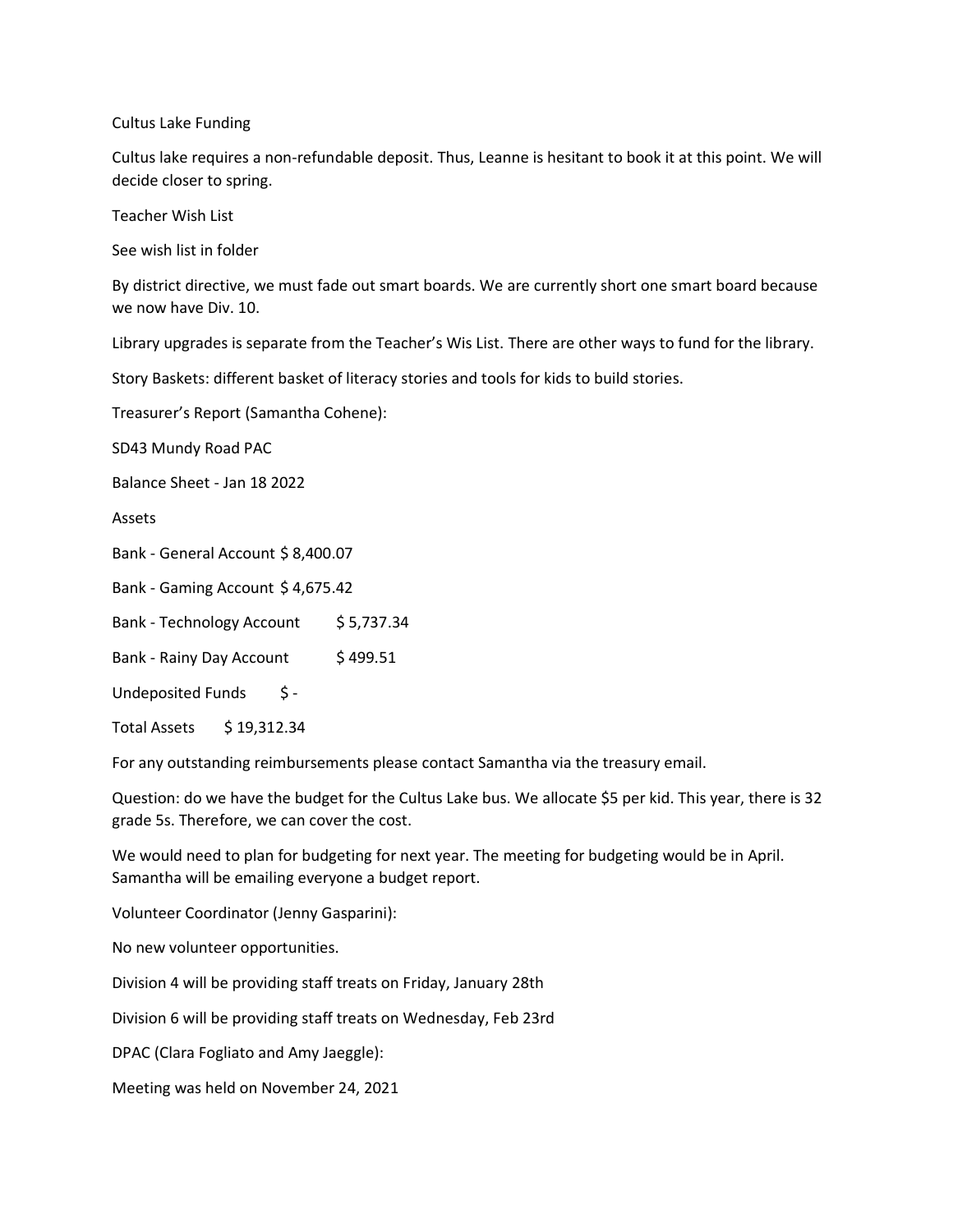Cultus Lake Funding

Cultus lake requires a non-refundable deposit. Thus, Leanne is hesitant to book it at this point. We will decide closer to spring.

Teacher Wish List

See wish list in folder

By district directive, we must fade out smart boards. We are currently short one smart board because we now have Div. 10.

Library upgrades is separate from the Teacher's Wis List. There are other ways to fund for the library.

Story Baskets: different basket of literacy stories and tools for kids to build stories.

Treasurer's Report (Samantha Cohene):

SD43 Mundy Road PAC

Balance Sheet - Jan 18 2022

Assets

| | |
|---|---|
| Bank - General Account | $ 8,400.07 |
| Bank - Gaming Account | $ 4,675.42 |
| Bank - Technology Account | $ 5,737.34 |
| Bank - Rainy Day Account | $ 499.51 |
| Undeposited Funds | $ - |
| Total Assets | $ 19,312.34 |

For any outstanding reimbursements please contact Samantha via the treasury email.

Question: do we have the budget for the Cultus Lake bus. We allocate $5 per kid. This year, there is 32 grade 5s. Therefore, we can cover the cost.

We would need to plan for budgeting for next year. The meeting for budgeting would be in April. Samantha will be emailing everyone a budget report.

Volunteer Coordinator (Jenny Gasparini):

No new volunteer opportunities.

Division 4 will be providing staff treats on Friday, January 28th

Division 6 will be providing staff treats on Wednesday, Feb 23rd

DPAC (Clara Fogliato and Amy Jaeggle):

Meeting was held on November 24, 2021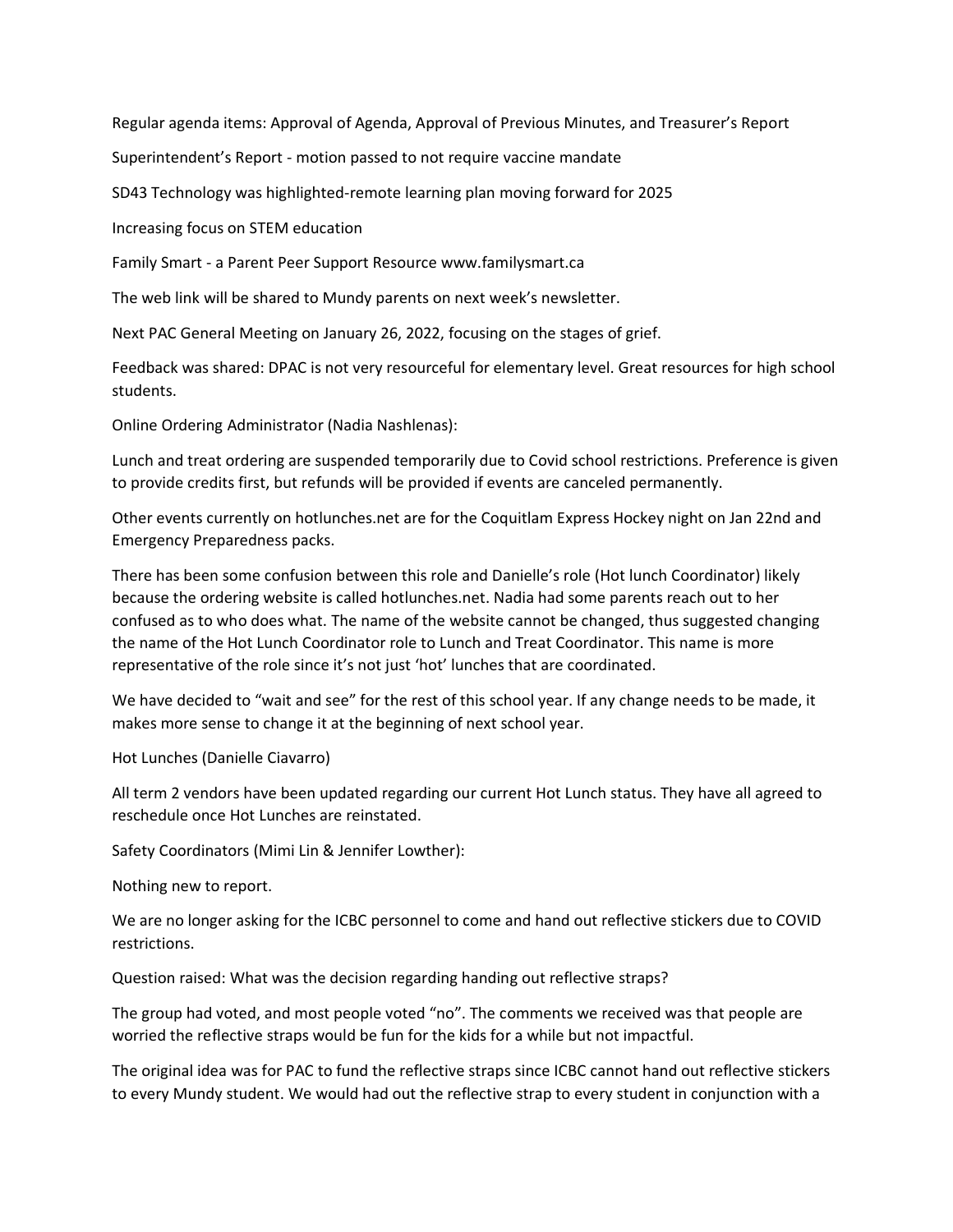Regular agenda items: Approval of Agenda, Approval of Previous Minutes, and Treasurer's Report

Superintendent's Report - motion passed to not require vaccine mandate

SD43 Technology was highlighted-remote learning plan moving forward for 2025

Increasing focus on STEM education

Family Smart - a Parent Peer Support Resource www.familysmart.ca

The web link will be shared to Mundy parents on next week's newsletter.

Next PAC General Meeting on January 26, 2022, focusing on the stages of grief.

Feedback was shared: DPAC is not very resourceful for elementary level. Great resources for high school students.

Online Ordering Administrator (Nadia Nashlenas):

Lunch and treat ordering are suspended temporarily due to Covid school restrictions. Preference is given to provide credits first, but refunds will be provided if events are canceled permanently.

Other events currently on hotlunches.net are for the Coquitlam Express Hockey night on Jan 22nd and Emergency Preparedness packs.

There has been some confusion between this role and Danielle's role (Hot lunch Coordinator) likely because the ordering website is called hotlunches.net. Nadia had some parents reach out to her confused as to who does what. The name of the website cannot be changed, thus suggested changing the name of the Hot Lunch Coordinator role to Lunch and Treat Coordinator. This name is more representative of the role since it's not just 'hot' lunches that are coordinated.

We have decided to "wait and see" for the rest of this school year. If any change needs to be made, it makes more sense to change it at the beginning of next school year.

Hot Lunches (Danielle Ciavarro)

All term 2 vendors have been updated regarding our current Hot Lunch status. They have all agreed to reschedule once Hot Lunches are reinstated.

Safety Coordinators (Mimi Lin & Jennifer Lowther):

Nothing new to report.

We are no longer asking for the ICBC personnel to come and hand out reflective stickers due to COVID restrictions.

Question raised: What was the decision regarding handing out reflective straps?

The group had voted, and most people voted "no". The comments we received was that people are worried the reflective straps would be fun for the kids for a while but not impactful.

The original idea was for PAC to fund the reflective straps since ICBC cannot hand out reflective stickers to every Mundy student. We would had out the reflective strap to every student in conjunction with a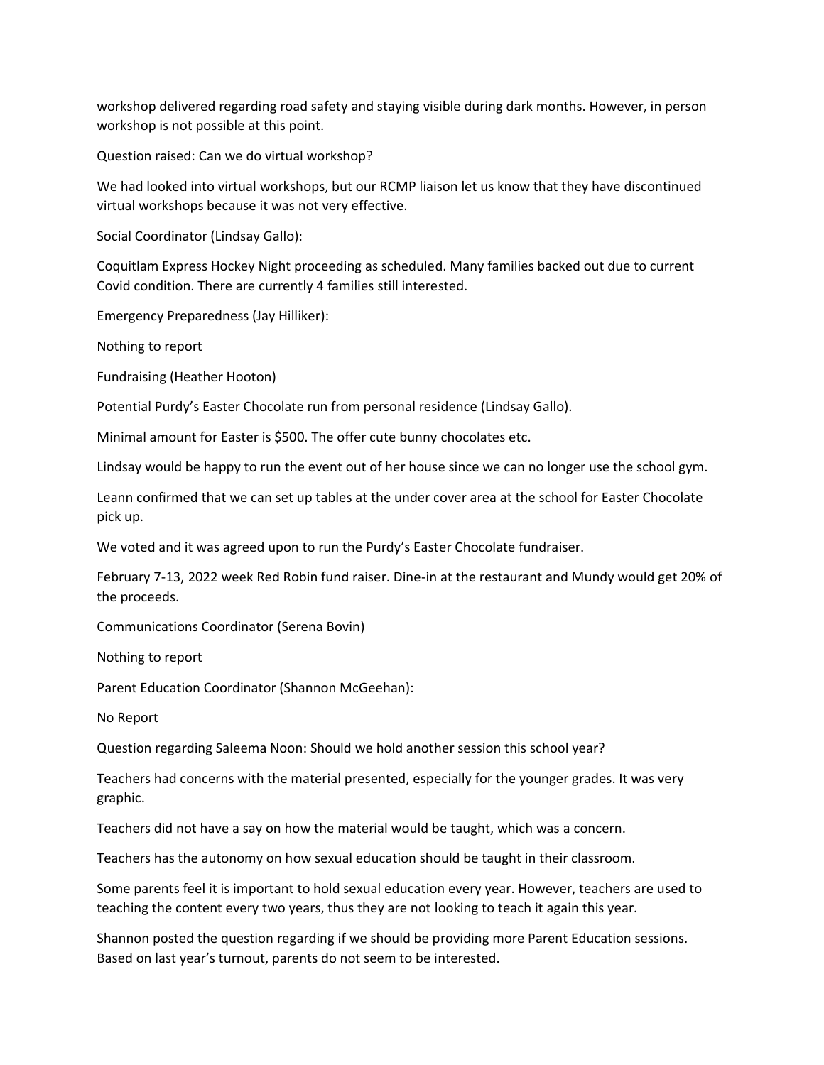workshop delivered regarding road safety and staying visible during dark months. However, in person workshop is not possible at this point.

Question raised: Can we do virtual workshop?

We had looked into virtual workshops, but our RCMP liaison let us know that they have discontinued virtual workshops because it was not very effective.

Social Coordinator (Lindsay Gallo):

Coquitlam Express Hockey Night proceeding as scheduled. Many families backed out due to current Covid condition. There are currently 4 families still interested.

Emergency Preparedness (Jay Hilliker):

Nothing to report

Fundraising (Heather Hooton)

Potential Purdy's Easter Chocolate run from personal residence (Lindsay Gallo).

Minimal amount for Easter is $500. The offer cute bunny chocolates etc.

Lindsay would be happy to run the event out of her house since we can no longer use the school gym.

Leann confirmed that we can set up tables at the under cover area at the school for Easter Chocolate pick up.

We voted and it was agreed upon to run the Purdy's Easter Chocolate fundraiser.

February 7-13, 2022 week Red Robin fund raiser. Dine-in at the restaurant and Mundy would get 20% of the proceeds.

Communications Coordinator (Serena Bovin)

Nothing to report

Parent Education Coordinator (Shannon McGeehan):

No Report

Question regarding Saleema Noon: Should we hold another session this school year?

Teachers had concerns with the material presented, especially for the younger grades. It was very graphic.

Teachers did not have a say on how the material would be taught, which was a concern.

Teachers has the autonomy on how sexual education should be taught in their classroom.

Some parents feel it is important to hold sexual education every year. However, teachers are used to teaching the content every two years, thus they are not looking to teach it again this year.

Shannon posted the question regarding if we should be providing more Parent Education sessions. Based on last year's turnout, parents do not seem to be interested.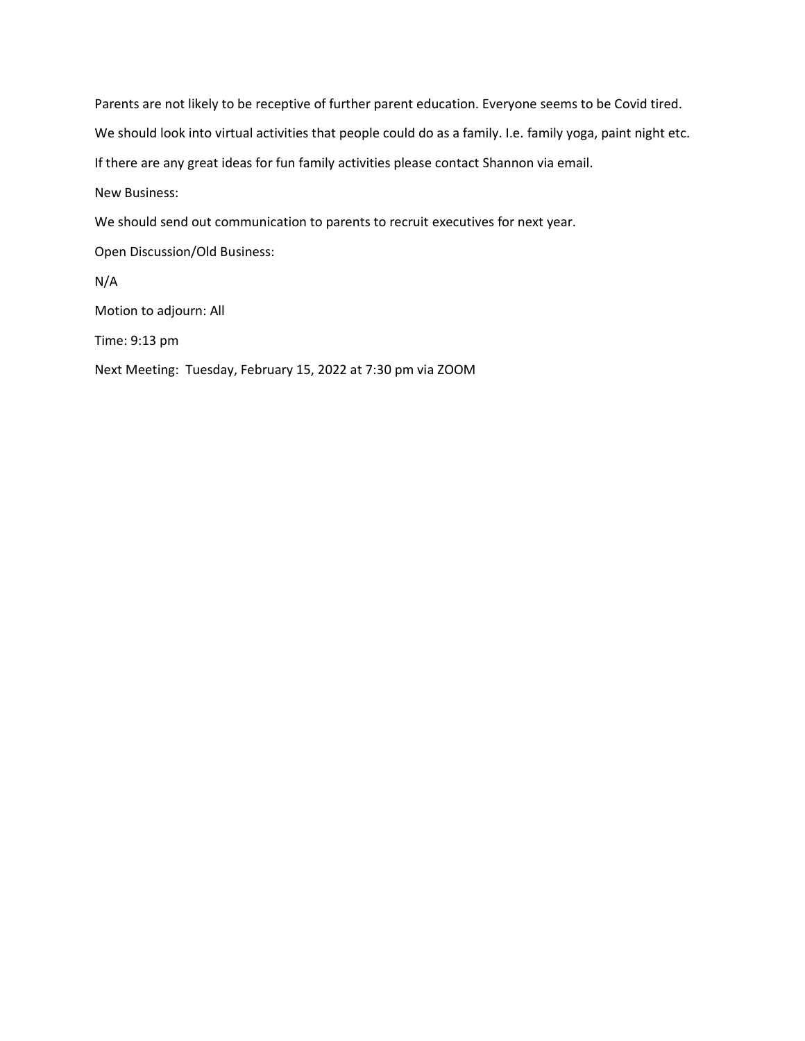Parents are not likely to be receptive of further parent education. Everyone seems to be Covid tired.

We should look into virtual activities that people could do as a family. I.e. family yoga, paint night etc.

If there are any great ideas for fun family activities please contact Shannon via email.

New Business:

We should send out communication to parents to recruit executives for next year.

Open Discussion/Old Business:

N/A

Motion to adjourn: All

Time: 9:13 pm

Next Meeting: Tuesday, February 15, 2022 at 7:30 pm via ZOOM